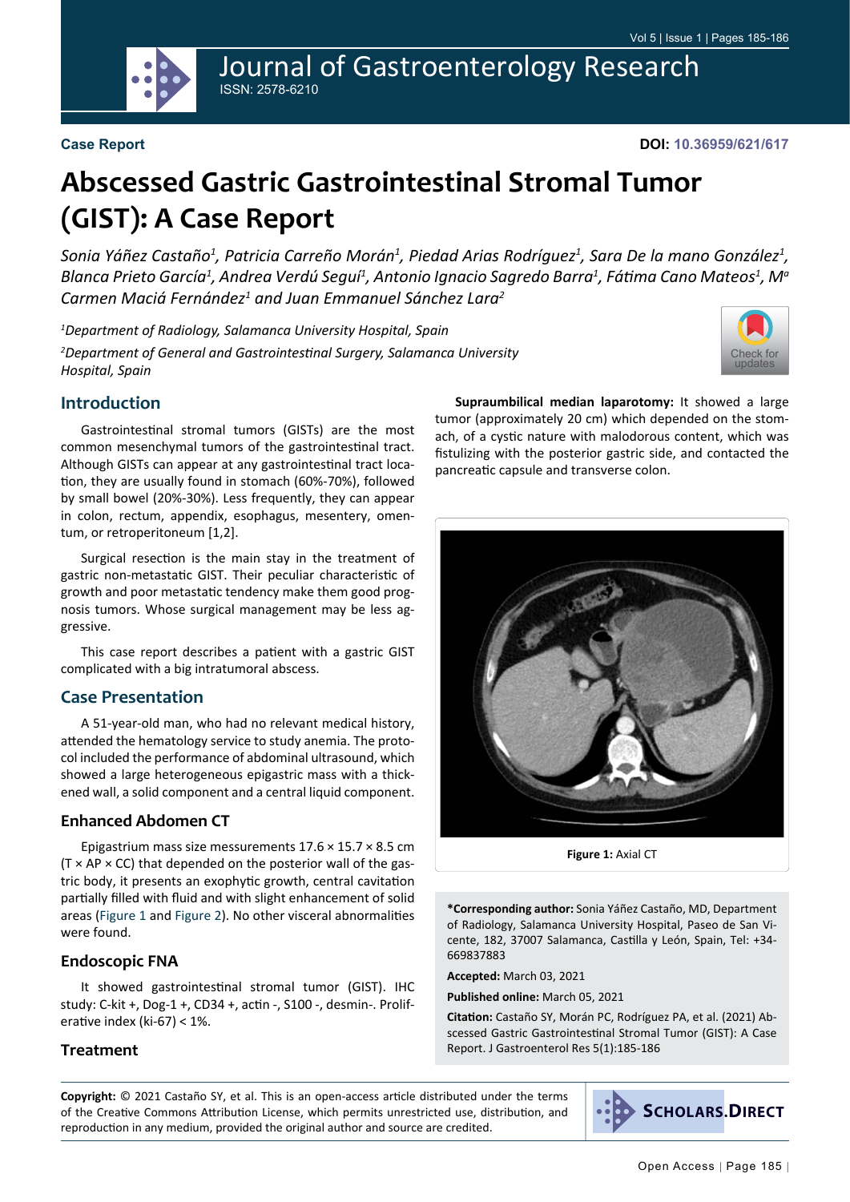**Case Report**

**DOI: 10.36959/621/617**

# Abscessed Gastric Gastrointestinal Stromal Tumor (GIST): A Case Report

*Sonia Yáñez Castaño[1], Patricia Carreño Morán[1], Piedad Arias Rodríguez[1], Sara De la mano González[1], Blanca Prieto García[1], Andrea Verdú Seguí[1], Antonio Ignacio Sagredo Barra[1], Fátima Cano Mateos[1], Mª Carmen Maciá Fernández[1] and Juan Emmanuel Sánchez Lara[2]*

*[1]Department of Radiology, Salamanca University Hospital, Spain*

*[2]Department of General and Gastrointestinal Surgery, Salamanca University Hospital, Spain*

## Introduction

Gastrointestinal stromal tumors (GISTs) are the most common mesenchymal tumors of the gastrointestinal tract. Although GISTs can appear at any gastrointestinal tract location, they are usually found in stomach (60%-70%), followed by small bowel (20%-30%). Less frequently, they can appear in colon, rectum, appendix, esophagus, mesentery, omentum, or retroperitoneum [1,2].

Surgical resection is the main stay in the treatment of gastric non-metastatic GIST. Their peculiar characteristic of growth and poor metastatic tendency make them good prognosis tumors. Whose surgical management may be less aggressive.

This case report describes a patient with a gastric GIST complicated with a big intratumoral abscess.

## Case Presentation

A 51-year-old man, who had no relevant medical history, attended the hematology service to study anemia. The protocol included the performance of abdominal ultrasound, which showed a large heterogeneous epigastric mass with a thickened wall, a solid component and a central liquid component.

### Enhanced Abdomen CT

Epigastrium mass size messurements 17.6 × 15.7 × 8.5 cm (T × AP × CC) that depended on the posterior wall of the gastric body, it presents an exophytic growth, central cavitation partially filled with fluid and with slight enhancement of solid areas (Figure 1 and Figure 2). No other visceral abnormalities were found.

### Endoscopic FNA

It showed gastrointestinal stromal tumor (GIST). IHC study: C-kit +, Dog-1 +, CD34 +, actin -, S100 -, desmin-. Proliferative index (ki-67) < 1%.

### Treatment

**Supraumbilical median laparotomy:** It showed a large tumor (approximately 20 cm) which depended on the stomach, of a cystic nature with malodorous content, which was fistulizing with the posterior gastric side, and contacted the pancreatic capsule and transverse colon.

**Figure 1:** Axial CT

**\*Corresponding author:** Sonia Yáñez Castaño, MD, Department of Radiology, Salamanca University Hospital, Paseo de San Vicente, 182, 37007 Salamanca, Castilla y León, Spain, Tel: +34-669837883

**Accepted:** March 03, 2021

**Published online:** March 05, 2021

**Citation:** Castaño SY, Morán PC, Rodríguez PA, et al. (2021) Abscessed Gastric Gastrointestinal Stromal Tumor (GIST): A Case Report. J Gastroenterol Res 5(1):185-186

**Copyright:** © 2021 Castaño SY, et al. This is an open-access article distributed under the terms of the Creative Commons Attribution License, which permits unrestricted use, distribution, and reproduction in any medium, provided the original author and source are credited.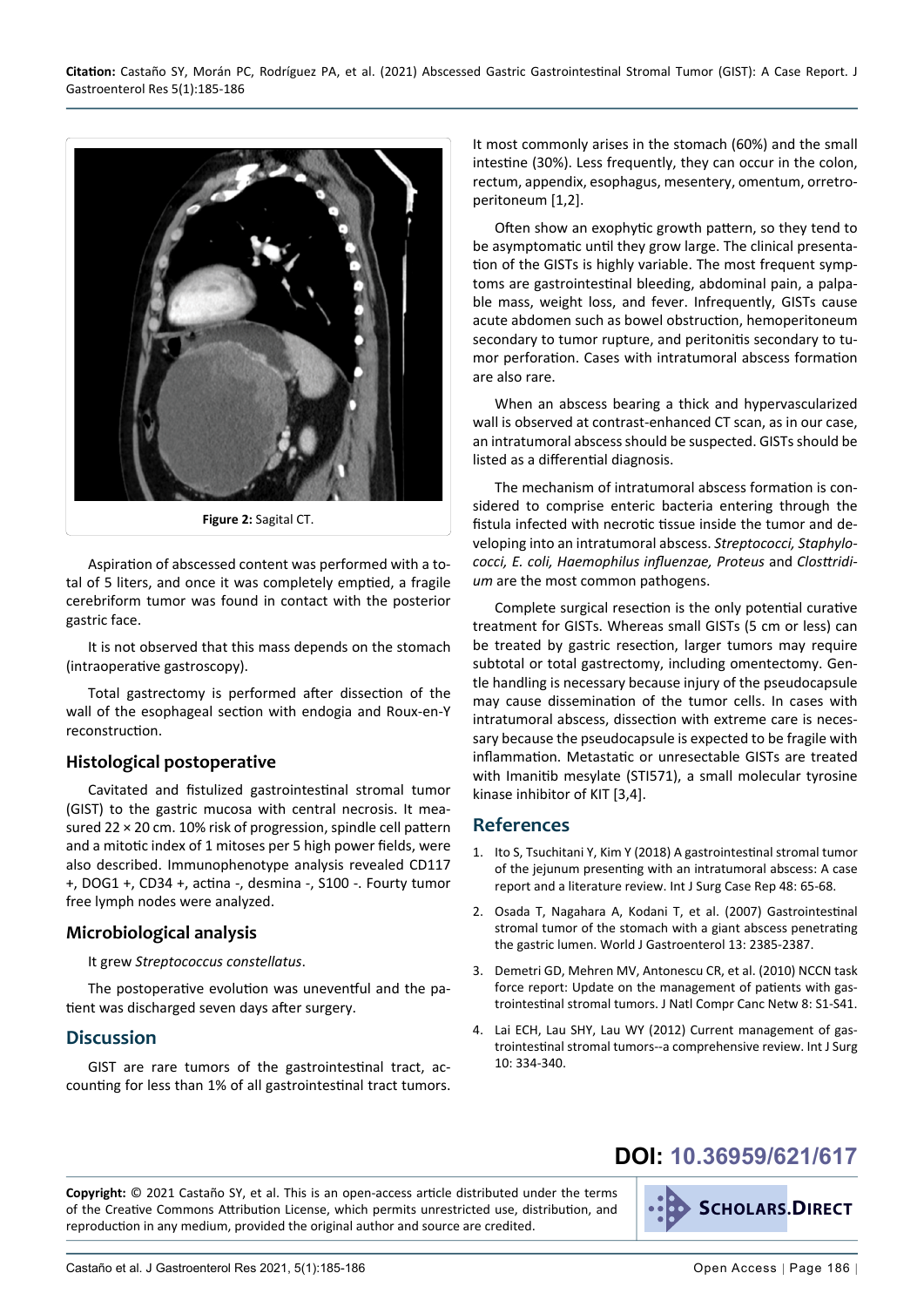Figure 2: Sagital CT.

Aspiration of abscessed content was performed with a total of 5 liters, and once it was completely emptied, a fragile cerebriform tumor was found in contact with the posterior gastric face.

It is not observed that this mass depends on the stomach (intraoperative gastroscopy).

Total gastrectomy is performed after dissection of the wall of the esophageal section with endogia and Roux-en-Y reconstruction.

## Histological postoperative

Cavitated and fistulized gastrointestinal stromal tumor (GIST) to the gastric mucosa with central necrosis. It measured 22 × 20 cm. 10% risk of progression, spindle cell pattern and a mitotic index of 1 mitoses per 5 high power fields, were also described. Immunophenotype analysis revealed CD117 +, DOG1 +, CD34 +, actina -, desmina -, S100 -. Fourty tumor free lymph nodes were analyzed.

## Microbiological analysis

It grew *Streptococcus constellatus*.

The postoperative evolution was uneventful and the patient was discharged seven days after surgery.

## Discussion

GIST are rare tumors of the gastrointestinal tract, accounting for less than 1% of all gastrointestinal tract tumors. It most commonly arises in the stomach (60%) and the small intestine (30%). Less frequently, they can occur in the colon, rectum, appendix, esophagus, mesentery, omentum, orretroperitoneum [1,2].

Often show an exophytic growth pattern, so they tend to be asymptomatic until they grow large. The clinical presentation of the GISTs is highly variable. The most frequent symptoms are gastrointestinal bleeding, abdominal pain, a palpable mass, weight loss, and fever. Infrequently, GISTs cause acute abdomen such as bowel obstruction, hemoperitoneum secondary to tumor rupture, and peritonitis secondary to tumor perforation. Cases with intratumoral abscess formation are also rare.

When an abscess bearing a thick and hypervascularized wall is observed at contrast-enhanced CT scan, as in our case, an intratumoral abscess should be suspected. GISTs should be listed as a differential diagnosis.

The mechanism of intratumoral abscess formation is considered to comprise enteric bacteria entering through the fistula infected with necrotic tissue inside the tumor and developing into an intratumoral abscess. *Streptococci, Staphylococci, E. coli, Haemophilus influenzae, Proteus* and *Clostridium* are the most common pathogens.

Complete surgical resection is the only potential curative treatment for GISTs. Whereas small GISTs (5 cm or less) can be treated by gastric resection, larger tumors may require subtotal or total gastrectomy, including omentectomy. Gentle handling is necessary because injury of the pseudocapsule may cause dissemination of the tumor cells. In cases with intratumoral abscess, dissection with extreme care is necessary because the pseudocapsule is expected to be fragile with inflammation. Metastatic or unresectable GISTs are treated with Imanitib mesylate (STI571), a small molecular tyrosine kinase inhibitor of KIT [3,4].

## References

1. Ito S, Tsuchitani Y, Kim Y (2018) A gastrointestinal stromal tumor of the jejunum presenting with an intratumoral abscess: A case report and a literature review. Int J Surg Case Rep 48: 65-68.
2. Osada T, Nagahara A, Kodani T, et al. (2007) Gastrointestinal stromal tumor of the stomach with a giant abscess penetrating the gastric lumen. World J Gastroenterol 13: 2385-2387.
3. Demetri GD, Mehren MV, Antonescu CR, et al. (2010) NCCN task force report: Update on the management of patients with gastrointestinal stromal tumors. J Natl Compr Canc Netw 8: S1-S41.
4. Lai ECH, Lau SHY, Lau WY (2012) Current management of gastrointestinal stromal tumors--a comprehensive review. Int J Surg 10: 334-340.

**DOI: 10.36959/621/617**

**Copyright:** © 2021 Castaño SY, et al. This is an open-access article distributed under the terms of the Creative Commons Attribution License, which permits unrestricted use, distribution, and reproduction in any medium, provided the original author and source are credited.